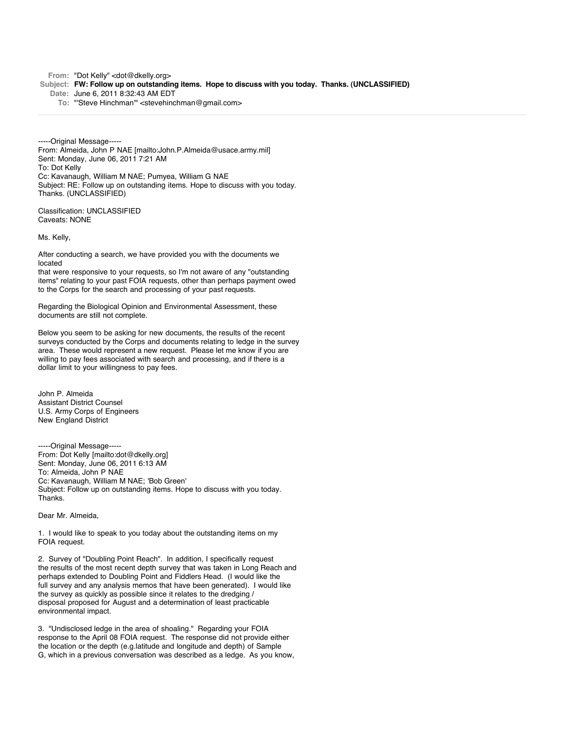**From:** "Dot Kelly" <dot@dkelly.org>
**Subject:** **FW: Follow up on outstanding items. Hope to discuss with you today. Thanks. (UNCLASSIFIED)**
**Date:** June 6, 2011 8:32:43 AM EDT
**To:** "'Steve Hinchman'" <stevehinchman@gmail.com>

---

-----Original Message-----
From: Almeida, John P NAE [mailto:John.P.Almeida@usace.army.mil]
Sent: Monday, June 06, 2011 7:21 AM
To: Dot Kelly
Cc: Kavanaugh, William M NAE; Pumyea, William G NAE
Subject: RE: Follow up on outstanding items. Hope to discuss with you today. Thanks. (UNCLASSIFIED)

Classification: UNCLASSIFIED
Caveats: NONE

Ms. Kelly,

After conducting a search, we have provided you with the documents we located
that were responsive to your requests, so I'm not aware of any "outstanding items" relating to your past FOIA requests, other than perhaps payment owed to the Corps for the search and processing of your past requests.

Regarding the Biological Opinion and Environmental Assessment, these documents are still not complete.

Below you seem to be asking for new documents, the results of the recent surveys conducted by the Corps and documents relating to ledge in the survey area. These would represent a new request. Please let me know if you are willing to pay fees associated with search and processing, and if there is a dollar limit to your willingness to pay fees.

John P. Almeida
Assistant District Counsel
U.S. Army Corps of Engineers
New England District

-----Original Message-----
From: Dot Kelly [mailto:dot@dkelly.org]
Sent: Monday, June 06, 2011 6:13 AM
To: Almeida, John P NAE
Cc: Kavanaugh, William M NAE; 'Bob Green'
Subject: Follow up on outstanding items. Hope to discuss with you today. Thanks.

Dear Mr. Almeida,

1. I would like to speak to you today about the outstanding items on my FOIA request.

2. Survey of "Doubling Point Reach". In addition, I specifically request the results of the most recent depth survey that was taken in Long Reach and perhaps extended to Doubling Point and Fiddlers Head. (I would like the full survey and any analysis memos that have been generated). I would like the survey as quickly as possible since it relates to the dredging / disposal proposed for August and a determination of least practicable environmental impact.

3. "Undisclosed ledge in the area of shoaling." Regarding your FOIA response to the April 08 FOIA request. The response did not provide either the location or the depth (e.g.latitude and longitude and depth) of Sample G, which in a previous conversation was described as a ledge. As you know,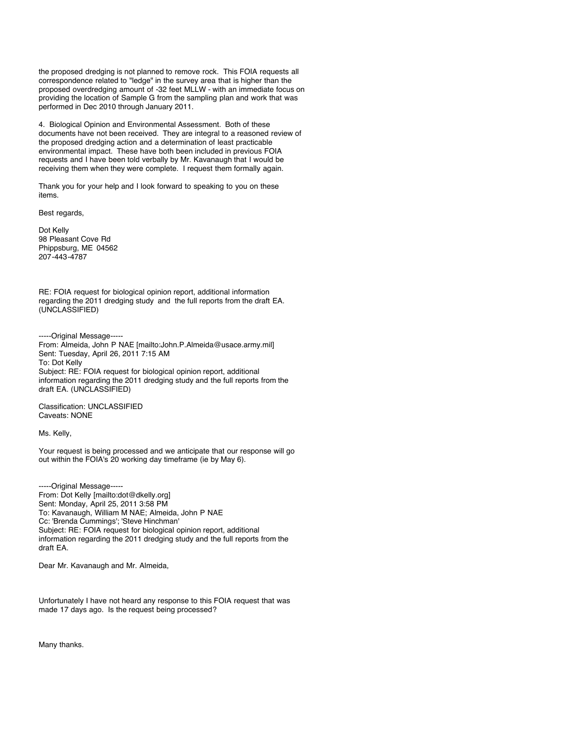the proposed dredging is not planned to remove rock. This FOIA requests all correspondence related to "ledge" in the survey area that is higher than the proposed overdredging amount of -32 feet MLLW - with an immediate focus on providing the location of Sample G from the sampling plan and work that was performed in Dec 2010 through January 2011.

4. Biological Opinion and Environmental Assessment. Both of these documents have not been received. They are integral to a reasoned review of the proposed dredging action and a determination of least practicable environmental impact. These have both been included in previous FOIA requests and I have been told verbally by Mr. Kavanaugh that I would be receiving them when they were complete. I request them formally again.

Thank you for your help and I look forward to speaking to you on these items.

Best regards,

Dot Kelly  
98 Pleasant Cove Rd  
Phippsburg, ME 04562  
207-443-4787

RE: FOIA request for biological opinion report, additional information regarding the 2011 dredging study and the full reports from the draft EA. (UNCLASSIFIED)

-----Original Message-----  
From: Almeida, John P NAE [mailto:John.P.Almeida@usace.army.mil]  
Sent: Tuesday, April 26, 2011 7:15 AM  
To: Dot Kelly  
Subject: RE: FOIA request for biological opinion report, additional information regarding the 2011 dredging study and the full reports from the draft EA. (UNCLASSIFIED)

Classification: UNCLASSIFIED  
Caveats: NONE

Ms. Kelly,

Your request is being processed and we anticipate that our response will go out within the FOIA's 20 working day timeframe (ie by May 6).

-----Original Message-----  
From: Dot Kelly [mailto:dot@dkelly.org]  
Sent: Monday, April 25, 2011 3:58 PM  
To: Kavanaugh, William M NAE; Almeida, John P NAE  
Cc: 'Brenda Cummings'; 'Steve Hinchman'  
Subject: RE: FOIA request for biological opinion report, additional information regarding the 2011 dredging study and the full reports from the draft EA.

Dear Mr. Kavanaugh and Mr. Almeida,

Unfortunately I have not heard any response to this FOIA request that was made 17 days ago. Is the request being processed?

Many thanks.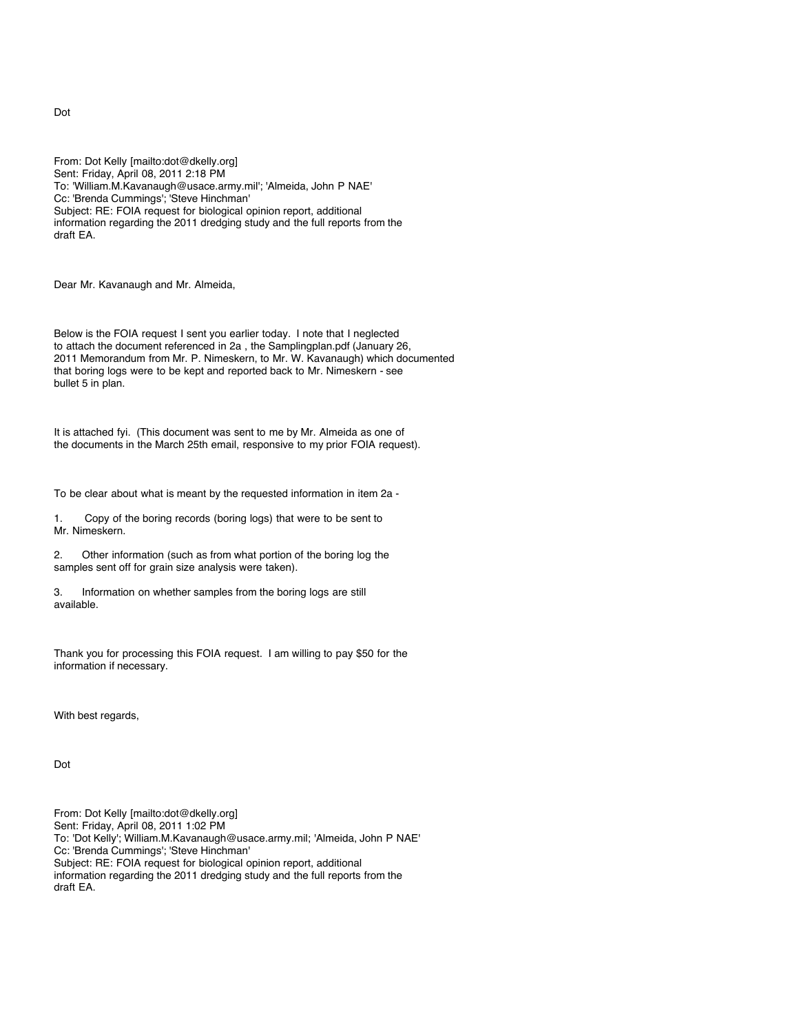Dot

From: Dot Kelly [mailto:dot@dkelly.org]
Sent: Friday, April 08, 2011 2:18 PM
To: 'William.M.Kavanaugh@usace.army.mil'; 'Almeida, John P NAE'
Cc: 'Brenda Cummings'; 'Steve Hinchman'
Subject: RE: FOIA request for biological opinion report, additional information regarding the 2011 dredging study and the full reports from the draft EA.

Dear Mr. Kavanaugh and Mr. Almeida,

Below is the FOIA request I sent you earlier today. I note that I neglected to attach the document referenced in 2a , the Samplingplan.pdf (January 26, 2011 Memorandum from Mr. P. Nimeskern, to Mr. W. Kavanaugh) which documented that boring logs were to be kept and reported back to Mr. Nimeskern - see bullet 5 in plan.

It is attached fyi. (This document was sent to me by Mr. Almeida as one of the documents in the March 25th email, responsive to my prior FOIA request).

To be clear about what is meant by the requested information in item 2a -

1. Copy of the boring records (boring logs) that were to be sent to Mr. Nimeskern.

2. Other information (such as from what portion of the boring log the samples sent off for grain size analysis were taken).

3. Information on whether samples from the boring logs are still available.

Thank you for processing this FOIA request. I am willing to pay $50 for the information if necessary.

With best regards,

Dot

From: Dot Kelly [mailto:dot@dkelly.org]
Sent: Friday, April 08, 2011 1:02 PM
To: 'Dot Kelly'; William.M.Kavanaugh@usace.army.mil; 'Almeida, John P NAE'
Cc: 'Brenda Cummings'; 'Steve Hinchman'
Subject: RE: FOIA request for biological opinion report, additional information regarding the 2011 dredging study and the full reports from the draft EA.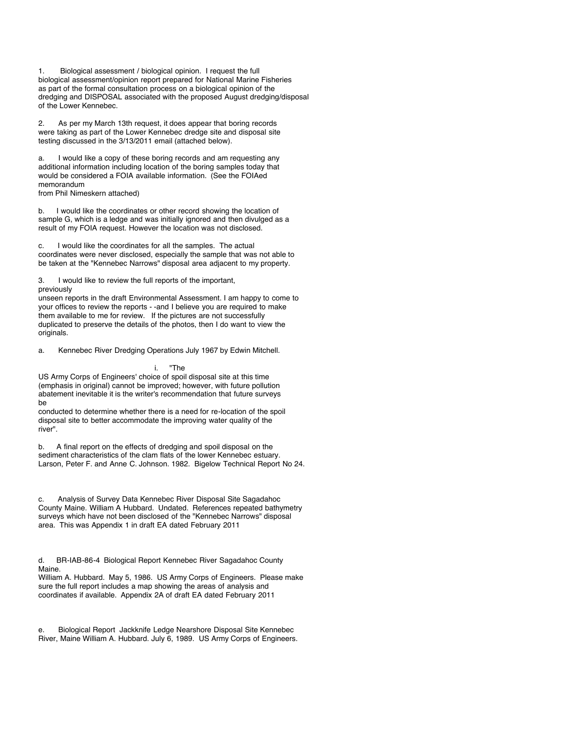1. Biological assessment / biological opinion. I request the full biological assessment/opinion report prepared for National Marine Fisheries as part of the formal consultation process on a biological opinion of the dredging and DISPOSAL associated with the proposed August dredging/disposal of the Lower Kennebec.

2. As per my March 13th request, it does appear that boring records were taking as part of the Lower Kennebec dredge site and disposal site testing discussed in the 3/13/2011 email (attached below).

a. I would like a copy of these boring records and am requesting any additional information including location of the boring samples today that would be considered a FOIA available information. (See the FOIAed memorandum
from Phil Nimeskern attached)

b. I would like the coordinates or other record showing the location of sample G, which is a ledge and was initially ignored and then divulged as a result of my FOIA request. However the location was not disclosed.

c. I would like the coordinates for all the samples. The actual coordinates were never disclosed, especially the sample that was not able to be taken at the "Kennebec Narrows" disposal area adjacent to my property.

3. I would like to review the full reports of the important, previously
unseen reports in the draft Environmental Assessment. I am happy to come to your offices to review the reports - -and I believe you are required to make them available to me for review. If the pictures are not successfully duplicated to preserve the details of the photos, then I do want to view the originals.

a. Kennebec River Dredging Operations July 1967 by Edwin Mitchell.

i. "The
US Army Corps of Engineers' choice of spoil disposal site at this time (emphasis in original) cannot be improved; however, with future pollution abatement inevitable it is the writer's recommendation that future surveys be
conducted to determine whether there is a need for re-location of the spoil disposal site to better accommodate the improving water quality of the river".

b. A final report on the effects of dredging and spoil disposal on the sediment characteristics of the clam flats of the lower Kennebec estuary. Larson, Peter F. and Anne C. Johnson. 1982. Bigelow Technical Report No 24.

c. Analysis of Survey Data Kennebec River Disposal Site Sagadahoc County Maine. William A Hubbard. Undated. References repeated bathymetry surveys which have not been disclosed of the "Kennebec Narrows" disposal area. This was Appendix 1 in draft EA dated February 2011

d. BR-IAB-86-4 Biological Report Kennebec River Sagadahoc County Maine.
William A. Hubbard. May 5, 1986. US Army Corps of Engineers. Please make sure the full report includes a map showing the areas of analysis and coordinates if available. Appendix 2A of draft EA dated February 2011

e. Biological Report Jackknife Ledge Nearshore Disposal Site Kennebec River, Maine William A. Hubbard. July 6, 1989. US Army Corps of Engineers.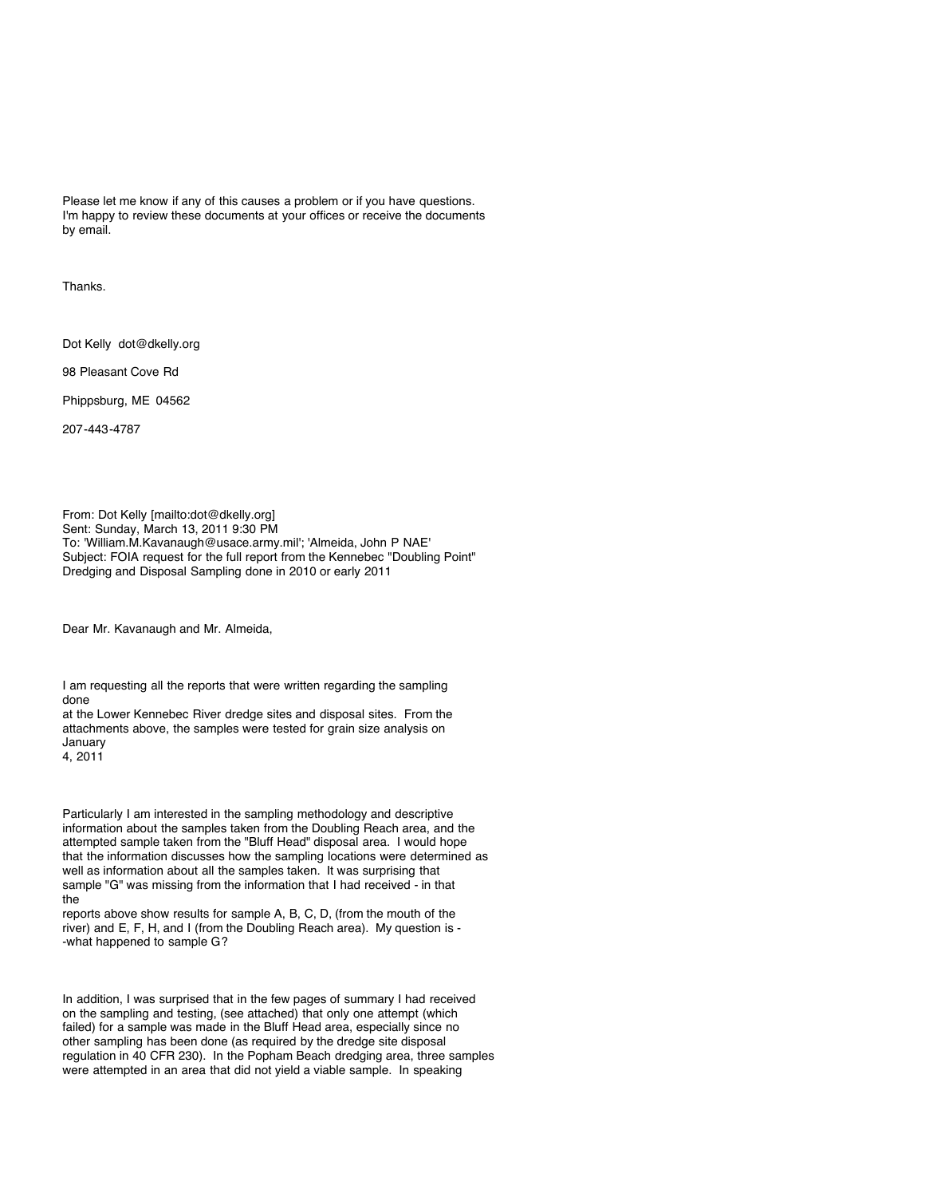Please let me know if any of this causes a problem or if you have questions.
I'm happy to review these documents at your offices or receive the documents by email.

Thanks.

Dot Kelly dot@dkelly.org

98 Pleasant Cove Rd

Phippsburg, ME 04562

207-443-4787

From: Dot Kelly [mailto:dot@dkelly.org]
Sent: Sunday, March 13, 2011 9:30 PM
To: 'William.M.Kavanaugh@usace.army.mil'; 'Almeida, John P NAE'
Subject: FOIA request for the full report from the Kennebec "Doubling Point" Dredging and Disposal Sampling done in 2010 or early 2011

Dear Mr. Kavanaugh and Mr. Almeida,

I am requesting all the reports that were written regarding the sampling done
at the Lower Kennebec River dredge sites and disposal sites. From the attachments above, the samples were tested for grain size analysis on January
4, 2011

Particularly I am interested in the sampling methodology and descriptive information about the samples taken from the Doubling Reach area, and the attempted sample taken from the "Bluff Head" disposal area. I would hope that the information discusses how the sampling locations were determined as well as information about all the samples taken. It was surprising that sample "G" was missing from the information that I had received - in that the
reports above show results for sample A, B, C, D, (from the mouth of the river) and E, F, H, and I (from the Doubling Reach area). My question is -
-what happened to sample G?

In addition, I was surprised that in the few pages of summary I had received on the sampling and testing, (see attached) that only one attempt (which failed) for a sample was made in the Bluff Head area, especially since no other sampling has been done (as required by the dredge site disposal regulation in 40 CFR 230). In the Popham Beach dredging area, three samples were attempted in an area that did not yield a viable sample. In speaking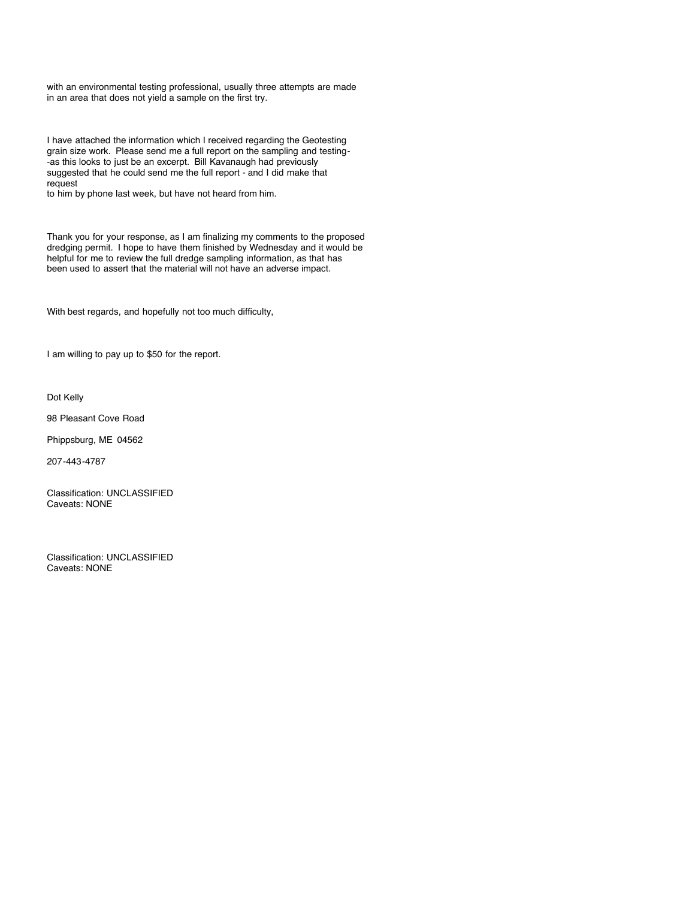with an environmental testing professional, usually three attempts are made in an area that does not yield a sample on the first try.

I have attached the information which I received regarding the Geotesting grain size work. Please send me a full report on the sampling and testing--as this looks to just be an excerpt. Bill Kavanaugh had previously suggested that he could send me the full report - and I did make that request
to him by phone last week, but have not heard from him.

Thank you for your response, as I am finalizing my comments to the proposed dredging permit. I hope to have them finished by Wednesday and it would be helpful for me to review the full dredge sampling information, as that has been used to assert that the material will not have an adverse impact.

With best regards, and hopefully not too much difficulty,

I am willing to pay up to $50 for the report.

Dot Kelly

98 Pleasant Cove Road

Phippsburg, ME 04562

207-443-4787

Classification: UNCLASSIFIED
Caveats: NONE

Classification: UNCLASSIFIED
Caveats: NONE